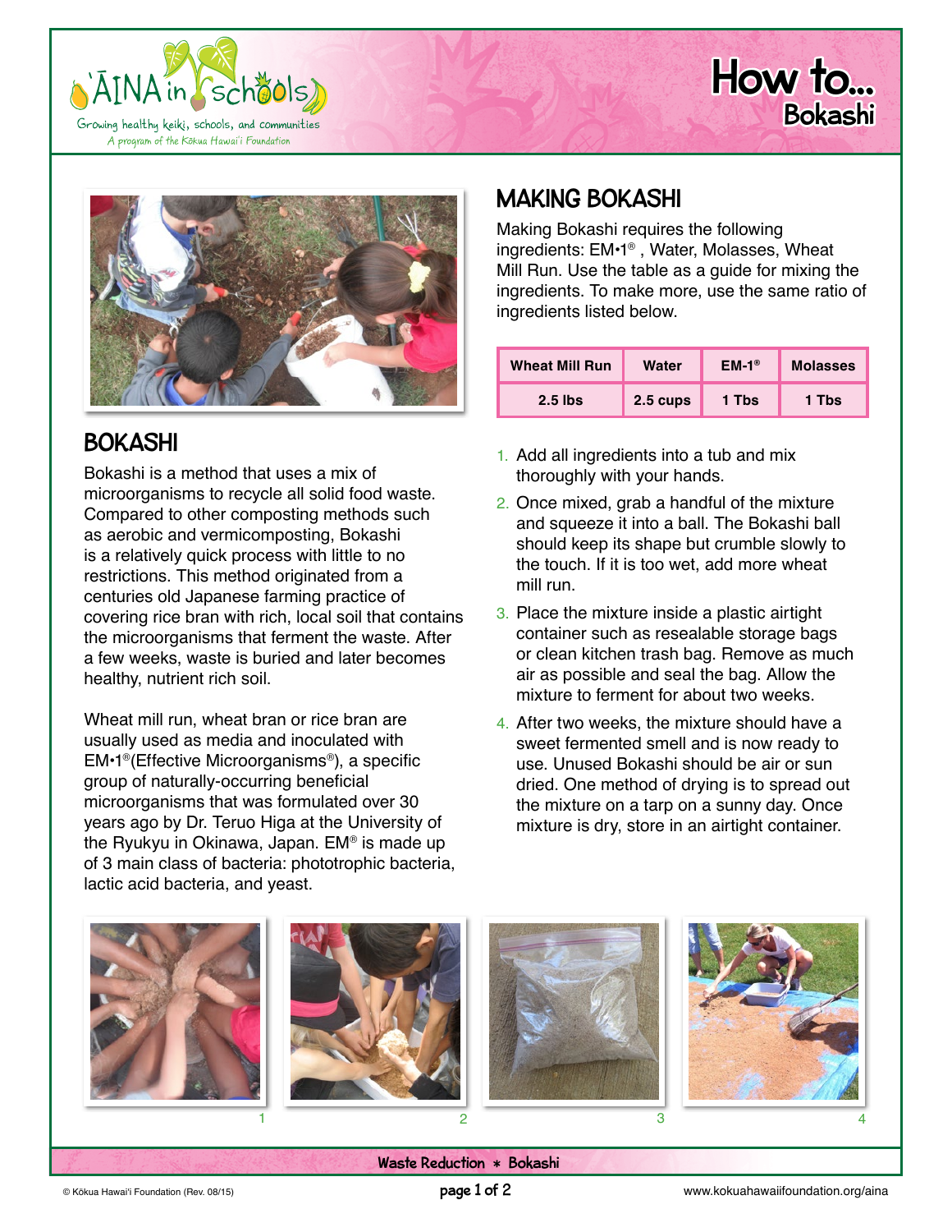# How to... Bokashi

## BOKASHI

Bokashi is a method that uses a mix of microorganisms to recycle all solid food waste. Compared to other composting methods such as aerobic and vermicomposting, Bokashi is a relatively quick process with little to no restrictions. This method originated from a centuries old Japanese farming practice of covering rice bran with rich, local soil that contains the microorganisms that ferment the waste. After a few weeks, waste is buried and later becomes healthy, nutrient rich soil.

Wheat mill run, wheat bran or rice bran are usually used as media and inoculated with EM•1®(Effective Microorganisms®), a specific group of naturally-occurring beneficial microorganisms that was formulated over 30 years ago by Dr. Teruo Higa at the University of the Ryukyu in Okinawa, Japan. EM® is made up of 3 main class of bacteria: phototrophic bacteria, lactic acid bacteria, and yeast.

## MAKING BOKASHI

Making Bokashi requires the following ingredients: EM•1®, Water, Molasses, Wheat Mill Run. Use the table as a guide for mixing the ingredients. To make more, use the same ratio of ingredients listed below.

| Wheat Mill Run | Water | EM-1® | Molasses |
|---|---|---|---|
| 2.5 lbs | 2.5 cups | 1 Tbs | 1 Tbs |

1. Add all ingredients into a tub and mix thoroughly with your hands.
2. Once mixed, grab a handful of the mixture and squeeze it into a ball. The Bokashi ball should keep its shape but crumble slowly to the touch. If it is too wet, add more wheat mill run.
3. Place the mixture inside a plastic airtight container such as resealable storage bags or clean kitchen trash bag. Remove as much air as possible and seal the bag. Allow the mixture to ferment for about two weeks.
4. After two weeks, the mixture should have a sweet fermented smell and is now ready to use. Unused Bokashi should be air or sun dried. One method of drying is to spread out the mixture on a tarp on a sunny day. Once mixture is dry, store in an airtight container.

1 2 3 4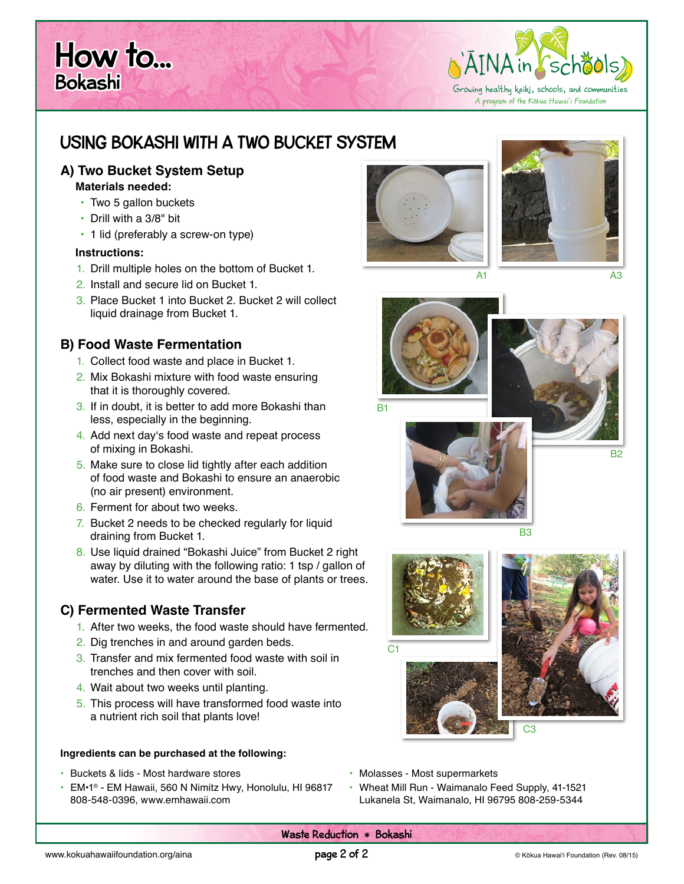# How to... Bokashi

## USING BOKASHI WITH A TWO BUCKET SYSTEM

### A) Two Bucket System Setup

**Materials needed:**

- Two 5 gallon buckets
- Drill with a 3/8" bit
- 1 lid (preferably a screw-on type)

**Instructions:**

1. Drill multiple holes on the bottom of Bucket 1.
2. Install and secure lid on Bucket 1.
3. Place Bucket 1 into Bucket 2. Bucket 2 will collect liquid drainage from Bucket 1.

A1

A3

### B) Food Waste Fermentation

1. Collect food waste and place in Bucket 1.
2. Mix Bokashi mixture with food waste ensuring that it is thoroughly covered.
3. If in doubt, it is better to add more Bokashi than less, especially in the beginning.
4. Add next day's food waste and repeat process of mixing in Bokashi.
5. Make sure to close lid tightly after each addition of food waste and Bokashi to ensure an anaerobic (no air present) environment.
6. Ferment for about two weeks.
7. Bucket 2 needs to be checked regularly for liquid draining from Bucket 1.
8. Use liquid drained "Bokashi Juice" from Bucket 2 right away by diluting with the following ratio: 1 tsp / gallon of water. Use it to water around the base of plants or trees.

B1

B2

B3

### C) Fermented Waste Transfer

1. After two weeks, the food waste should have fermented.
2. Dig trenches in and around garden beds.
3. Transfer and mix fermented food waste with soil in trenches and then cover with soil.
4. Wait about two weeks until planting.
5. This process will have transformed food waste into a nutrient rich soil that plants love!

C1

C3

**Ingredients can be purchased at the following:**

- Buckets & lids - Most hardware stores
- EM•1® - EM Hawaii, 560 N Nimitz Hwy, Honolulu, HI 96817 808-548-0396, www.emhawaii.com
- Molasses - Most supermarkets
- Wheat Mill Run - Waimanalo Feed Supply, 41-1521 Lukanela St, Waimanalo, HI 96795 808-259-5344